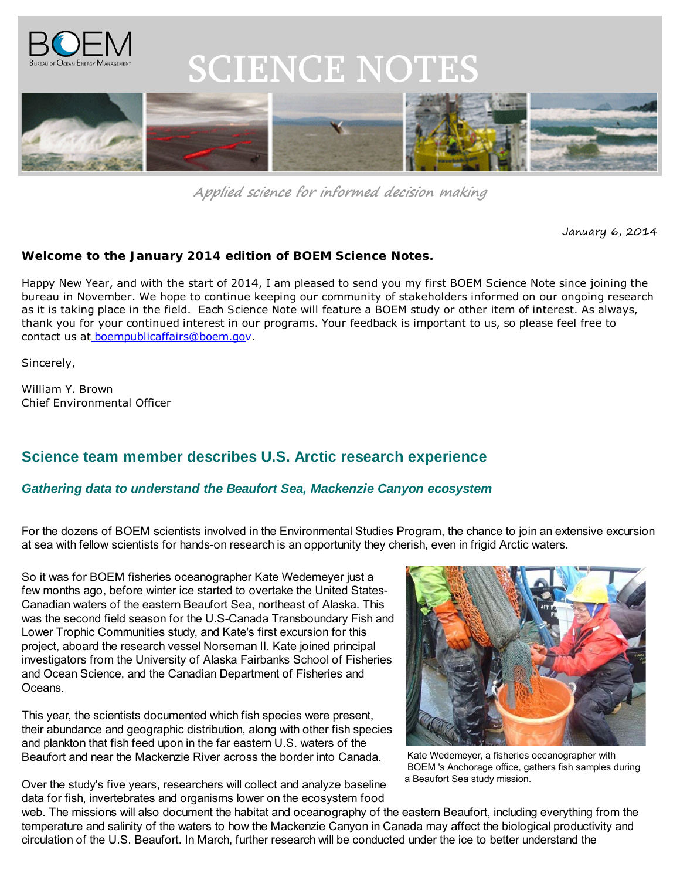# SCIENCE NOTES

*Applied science for informed decision making*

January 6, 2014

**Welcome to the January 2014 edition of BOEM Science Notes.**

Happy New Year, and with the start of 2014, I am pleased to send you my first BOEM Science Note since joining the bureau in November. We hope to continue keeping our community of stakeholders informed on our ongoing research as it is taking place in the field. Each Science Note will feature a BOEM study or other item of interest. As always, thank you for your continued interest in our programs. Your feedback is important to us, so please feel free to contact us at boempublicaffairs@boem.gov.

Sincerely,

William Y. Brown
Chief Environmental Officer

## Science team member describes U.S. Arctic research experience

### *Gathering data to understand the Beaufort Sea, Mackenzie Canyon ecosystem*

For the dozens of BOEM scientists involved in the Environmental Studies Program, the chance to join an extensive excursion at sea with fellow scientists for hands-on research is an opportunity they cherish, even in frigid Arctic waters.

So it was for BOEM fisheries oceanographer Kate Wedemeyer just a few months ago, before winter ice started to overtake the United States-Canadian waters of the eastern Beaufort Sea, northeast of Alaska. This was the second field season for the U.S-Canada Transboundary Fish and Lower Trophic Communities study, and Kate's first excursion for this project, aboard the research vessel Norseman II. Kate joined principal investigators from the University of Alaska Fairbanks School of Fisheries and Ocean Science, and the Canadian Department of Fisheries and Oceans.

Kate Wedemeyer, a fisheries oceanographer with BOEM 's Anchorage office, gathers fish samples during a Beaufort Sea study mission.

This year, the scientists documented which fish species were present, their abundance and geographic distribution, along with other fish species and plankton that fish feed upon in the far eastern U.S. waters of the Beaufort and near the Mackenzie River across the border into Canada.

Over the study's five years, researchers will collect and analyze baseline data for fish, invertebrates and organisms lower on the ecosystem food web. The missions will also document the habitat and oceanography of the eastern Beaufort, including everything from the temperature and salinity of the waters to how the Mackenzie Canyon in Canada may affect the biological productivity and circulation of the U.S. Beaufort. In March, further research will be conducted under the ice to better understand the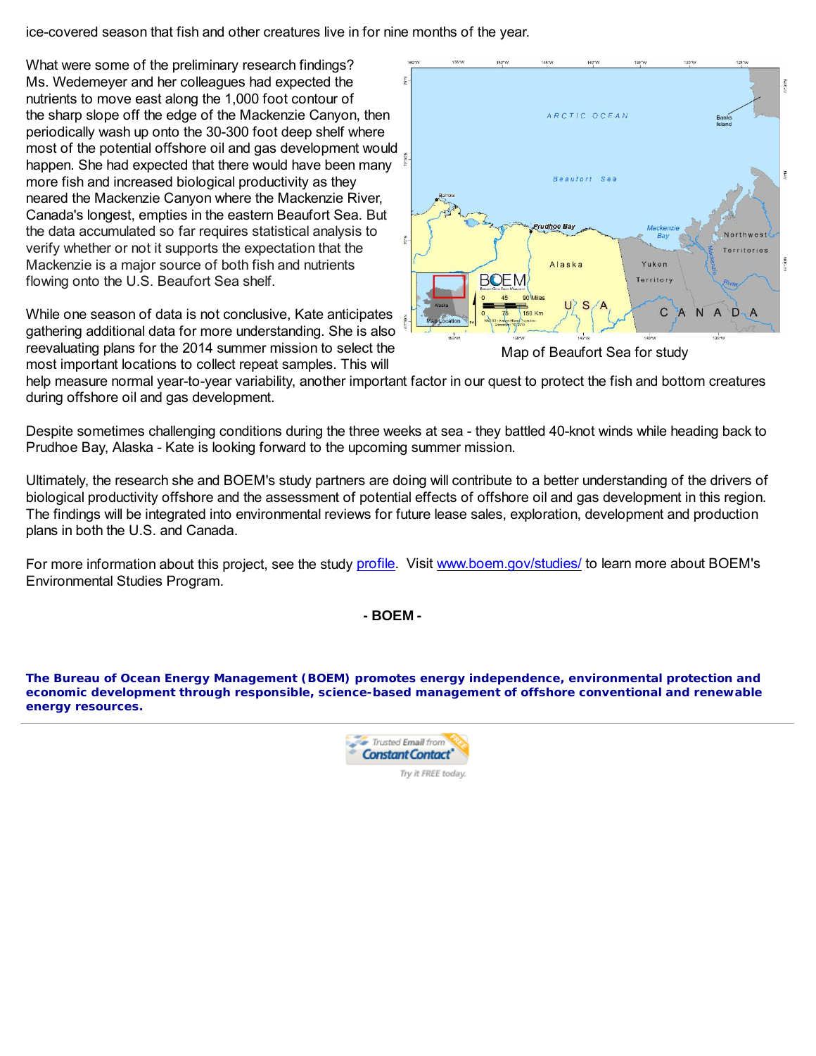ice-covered season that fish and other creatures live in for nine months of the year.

What were some of the preliminary research findings? Ms. Wedemeyer and her colleagues had expected the nutrients to move east along the 1,000 foot contour of the sharp slope off the edge of the Mackenzie Canyon, then periodically wash up onto the 30-300 foot deep shelf where most of the potential offshore oil and gas development would happen. She had expected that there would have been many more fish and increased biological productivity as they neared the Mackenzie Canyon where the Mackenzie River, Canada's longest, empties in the eastern Beaufort Sea. But the data accumulated so far requires statistical analysis to verify whether or not it supports the expectation that the Mackenzie is a major source of both fish and nutrients flowing onto the U.S. Beaufort Sea shelf.

Map of Beaufort Sea for study

While one season of data is not conclusive, Kate anticipates gathering additional data for more understanding. She is also reevaluating plans for the 2014 summer mission to select the most important locations to collect repeat samples. This will help measure normal year-to-year variability, another important factor in our quest to protect the fish and bottom creatures during offshore oil and gas development.

Despite sometimes challenging conditions during the three weeks at sea - they battled 40-knot winds while heading back to Prudhoe Bay, Alaska - Kate is looking forward to the upcoming summer mission.

Ultimately, the research she and BOEM's study partners are doing will contribute to a better understanding of the drivers of biological productivity offshore and the assessment of potential effects of offshore oil and gas development in this region. The findings will be integrated into environmental reviews for future lease sales, exploration, development and production plans in both the U.S. and Canada.

For more information about this project, see the study [profile](). Visit [www.boem.gov/studies/]() to learn more about BOEM's Environmental Studies Program.

**- BOEM -**

**The Bureau of Ocean Energy Management (BOEM) promotes energy independence, environmental protection and economic development through responsible, science-based management of offshore conventional and renewable energy resources.**